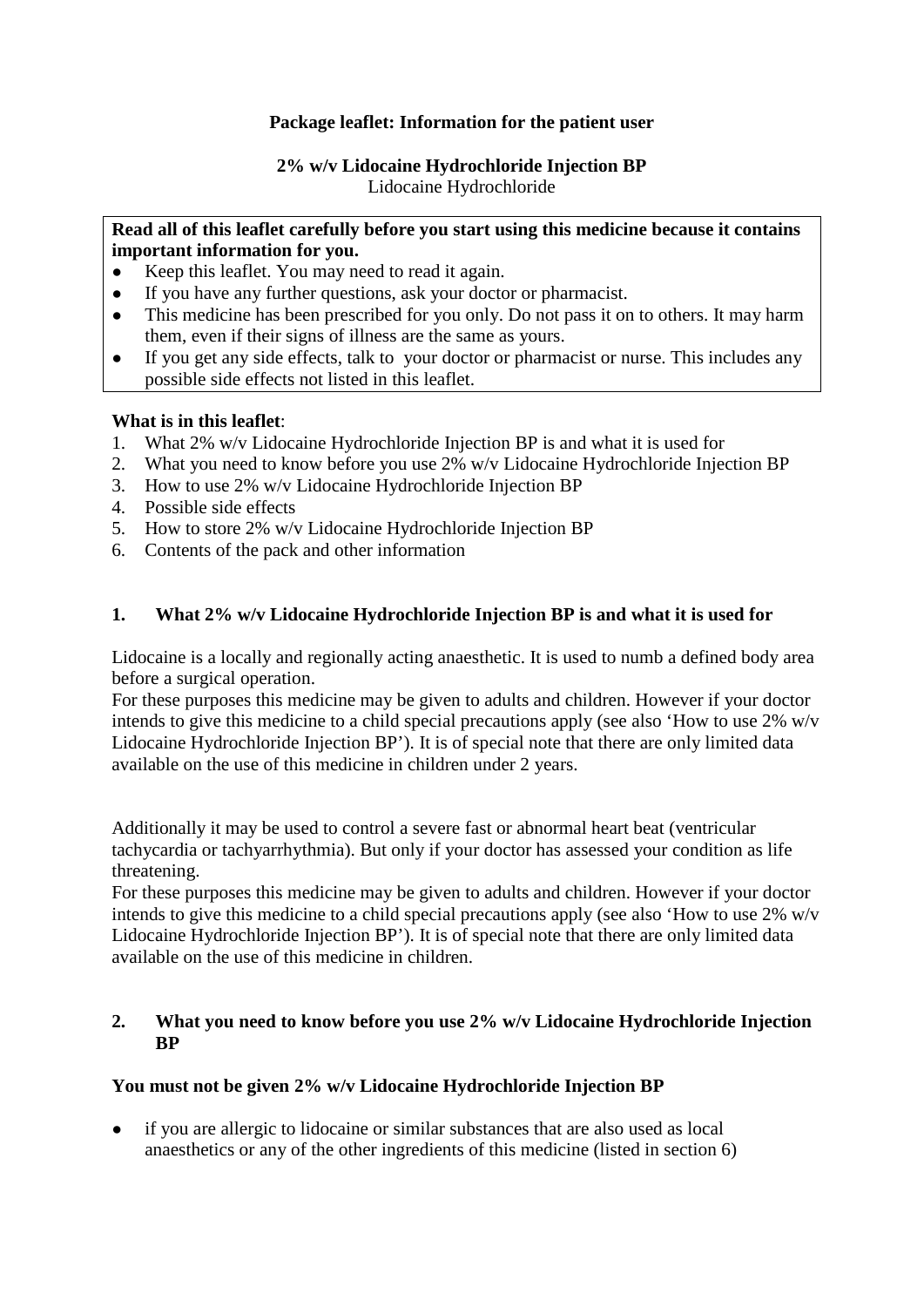**Package leaflet: Information for the patient user**

**2% w/v Lidocaine Hydrochloride Injection BP**
Lidocaine Hydrochloride

**Read all of this leaflet carefully before you start using this medicine because it contains important information for you.**

- Keep this leaflet. You may need to read it again.
- If you have any further questions, ask your doctor or pharmacist.
- This medicine has been prescribed for you only. Do not pass it on to others. It may harm them, even if their signs of illness are the same as yours.
- If you get any side effects, talk to your doctor or pharmacist or nurse. This includes any possible side effects not listed in this leaflet.

**What is in this leaflet**:

1. What 2% w/v Lidocaine Hydrochloride Injection BP is and what it is used for
2. What you need to know before you use 2% w/v Lidocaine Hydrochloride Injection BP
3. How to use 2% w/v Lidocaine Hydrochloride Injection BP
4. Possible side effects
5. How to store 2% w/v Lidocaine Hydrochloride Injection BP
6. Contents of the pack and other information

## 1. What 2% w/v Lidocaine Hydrochloride Injection BP is and what it is used for

Lidocaine is a locally and regionally acting anaesthetic. It is used to numb a defined body area before a surgical operation.
For these purposes this medicine may be given to adults and children. However if your doctor intends to give this medicine to a child special precautions apply (see also 'How to use 2% w/v Lidocaine Hydrochloride Injection BP'). It is of special note that there are only limited data available on the use of this medicine in children under 2 years.

Additionally it may be used to control a severe fast or abnormal heart beat (ventricular tachycardia or tachyarrhythmia). But only if your doctor has assessed your condition as life threatening.
For these purposes this medicine may be given to adults and children. However if your doctor intends to give this medicine to a child special precautions apply (see also 'How to use 2% w/v Lidocaine Hydrochloride Injection BP'). It is of special note that there are only limited data available on the use of this medicine in children.

## 2. What you need to know before you use 2% w/v Lidocaine Hydrochloride Injection BP

**You must not be given 2% w/v Lidocaine Hydrochloride Injection BP**

- if you are allergic to lidocaine or similar substances that are also used as local anaesthetics or any of the other ingredients of this medicine (listed in section 6)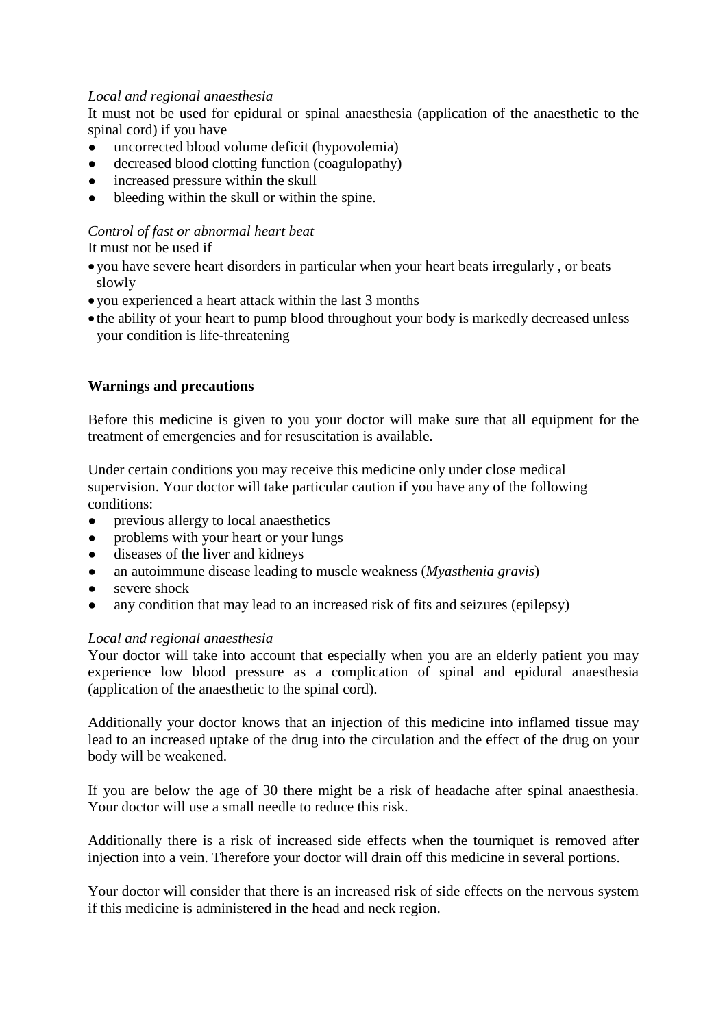*Local and regional anaesthesia*

It must not be used for epidural or spinal anaesthesia (application of the anaesthetic to the spinal cord) if you have

- uncorrected blood volume deficit (hypovolemia)
- decreased blood clotting function (coagulopathy)
- increased pressure within the skull
- bleeding within the skull or within the spine.

*Control of fast or abnormal heart beat*

It must not be used if

- you have severe heart disorders in particular when your heart beats irregularly , or beats slowly
- you experienced a heart attack within the last 3 months
- the ability of your heart to pump blood throughout your body is markedly decreased unless your condition is life-threatening

**Warnings and precautions**

Before this medicine is given to you your doctor will make sure that all equipment for the treatment of emergencies and for resuscitation is available.

Under certain conditions you may receive this medicine only under close medical supervision. Your doctor will take particular caution if you have any of the following conditions:

- previous allergy to local anaesthetics
- problems with your heart or your lungs
- diseases of the liver and kidneys
- an autoimmune disease leading to muscle weakness (*Myasthenia gravis*)
- severe shock
- any condition that may lead to an increased risk of fits and seizures (epilepsy)

*Local and regional anaesthesia*

Your doctor will take into account that especially when you are an elderly patient you may experience low blood pressure as a complication of spinal and epidural anaesthesia (application of the anaesthetic to the spinal cord).

Additionally your doctor knows that an injection of this medicine into inflamed tissue may lead to an increased uptake of the drug into the circulation and the effect of the drug on your body will be weakened.

If you are below the age of 30 there might be a risk of headache after spinal anaesthesia. Your doctor will use a small needle to reduce this risk.

Additionally there is a risk of increased side effects when the tourniquet is removed after injection into a vein. Therefore your doctor will drain off this medicine in several portions.

Your doctor will consider that there is an increased risk of side effects on the nervous system if this medicine is administered in the head and neck region.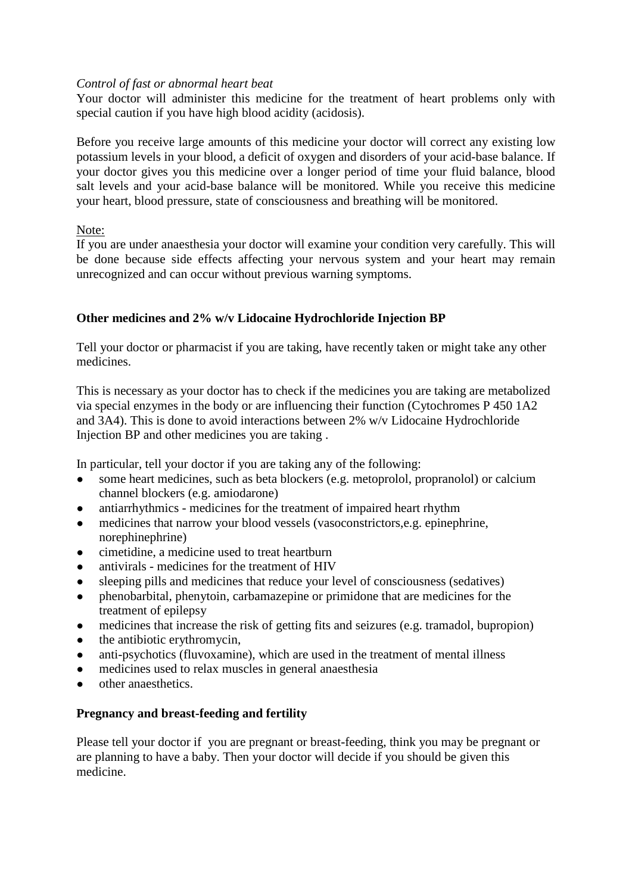*Control of fast or abnormal heart beat*

Your doctor will administer this medicine for the treatment of heart problems only with special caution if you have high blood acidity (acidosis).

Before you receive large amounts of this medicine your doctor will correct any existing low potassium levels in your blood, a deficit of oxygen and disorders of your acid-base balance. If your doctor gives you this medicine over a longer period of time your fluid balance, blood salt levels and your acid-base balance will be monitored. While you receive this medicine your heart, blood pressure, state of consciousness and breathing will be monitored.

Note:

If you are under anaesthesia your doctor will examine your condition very carefully. This will be done because side effects affecting your nervous system and your heart may remain unrecognized and can occur without previous warning symptoms.

**Other medicines and 2% w/v Lidocaine Hydrochloride Injection BP**

Tell your doctor or pharmacist if you are taking, have recently taken or might take any other medicines.

This is necessary as your doctor has to check if the medicines you are taking are metabolized via special enzymes in the body or are influencing their function (Cytochromes P 450 1A2 and 3A4). This is done to avoid interactions between 2% w/v Lidocaine Hydrochloride Injection BP and other medicines you are taking .

In particular, tell your doctor if you are taking any of the following:

- some heart medicines, such as beta blockers (e.g. metoprolol, propranolol) or calcium channel blockers (e.g. amiodarone)
- antiarrhythmics - medicines for the treatment of impaired heart rhythm
- medicines that narrow your blood vessels (vasoconstrictors,e.g. epinephrine, norephinephrine)
- cimetidine, a medicine used to treat heartburn
- antivirals - medicines for the treatment of HIV
- sleeping pills and medicines that reduce your level of consciousness (sedatives)
- phenobarbital, phenytoin, carbamazepine or primidone that are medicines for the treatment of epilepsy
- medicines that increase the risk of getting fits and seizures (e.g. tramadol, bupropion)
- the antibiotic erythromycin,
- anti-psychotics (fluvoxamine), which are used in the treatment of mental illness
- medicines used to relax muscles in general anaesthesia
- other anaesthetics.

**Pregnancy and breast-feeding and fertility**

Please tell your doctor if you are pregnant or breast-feeding, think you may be pregnant or are planning to have a baby. Then your doctor will decide if you should be given this medicine.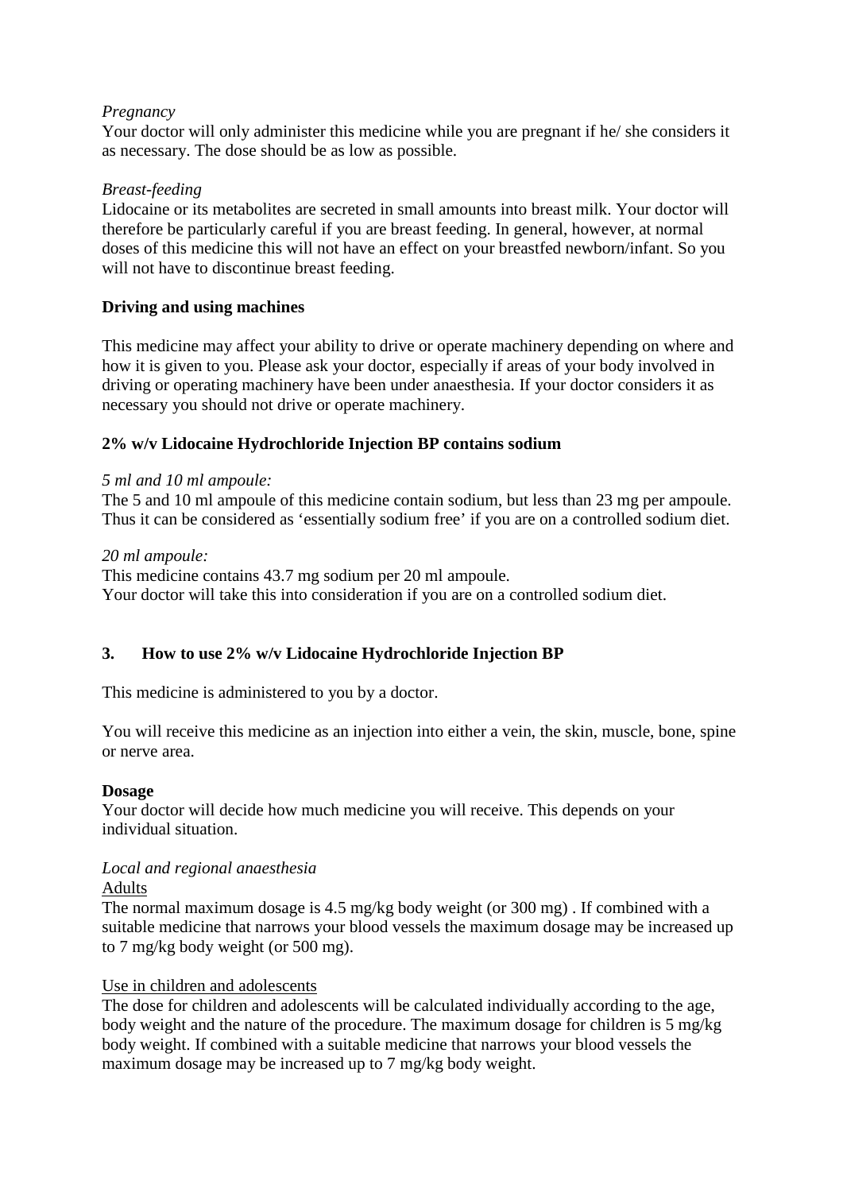*Pregnancy*
Your doctor will only administer this medicine while you are pregnant if he/ she considers it as necessary. The dose should be as low as possible.

*Breast-feeding*
Lidocaine or its metabolites are secreted in small amounts into breast milk. Your doctor will therefore be particularly careful if you are breast feeding. In general, however, at normal doses of this medicine this will not have an effect on your breastfed newborn/infant. So you will not have to discontinue breast feeding.

**Driving and using machines**

This medicine may affect your ability to drive or operate machinery depending on where and how it is given to you. Please ask your doctor, especially if areas of your body involved in driving or operating machinery have been under anaesthesia. If your doctor considers it as necessary you should not drive or operate machinery.

**2% w/v Lidocaine Hydrochloride Injection BP contains sodium**

*5 ml and 10 ml ampoule:*
The 5 and 10 ml ampoule of this medicine contain sodium, but less than 23 mg per ampoule. Thus it can be considered as 'essentially sodium free' if you are on a controlled sodium diet.

*20 ml ampoule:*
This medicine contains 43.7 mg sodium per 20 ml ampoule.
Your doctor will take this into consideration if you are on a controlled sodium diet.

## 3. How to use 2% w/v Lidocaine Hydrochloride Injection BP

This medicine is administered to you by a doctor.

You will receive this medicine as an injection into either a vein, the skin, muscle, bone, spine or nerve area.

**Dosage**
Your doctor will decide how much medicine you will receive. This depends on your individual situation.

*Local and regional anaesthesia*
Adults
The normal maximum dosage is 4.5 mg/kg body weight (or 300 mg) . If combined with a suitable medicine that narrows your blood vessels the maximum dosage may be increased up to 7 mg/kg body weight (or 500 mg).

Use in children and adolescents
The dose for children and adolescents will be calculated individually according to the age, body weight and the nature of the procedure. The maximum dosage for children is 5 mg/kg body weight. If combined with a suitable medicine that narrows your blood vessels the maximum dosage may be increased up to 7 mg/kg body weight.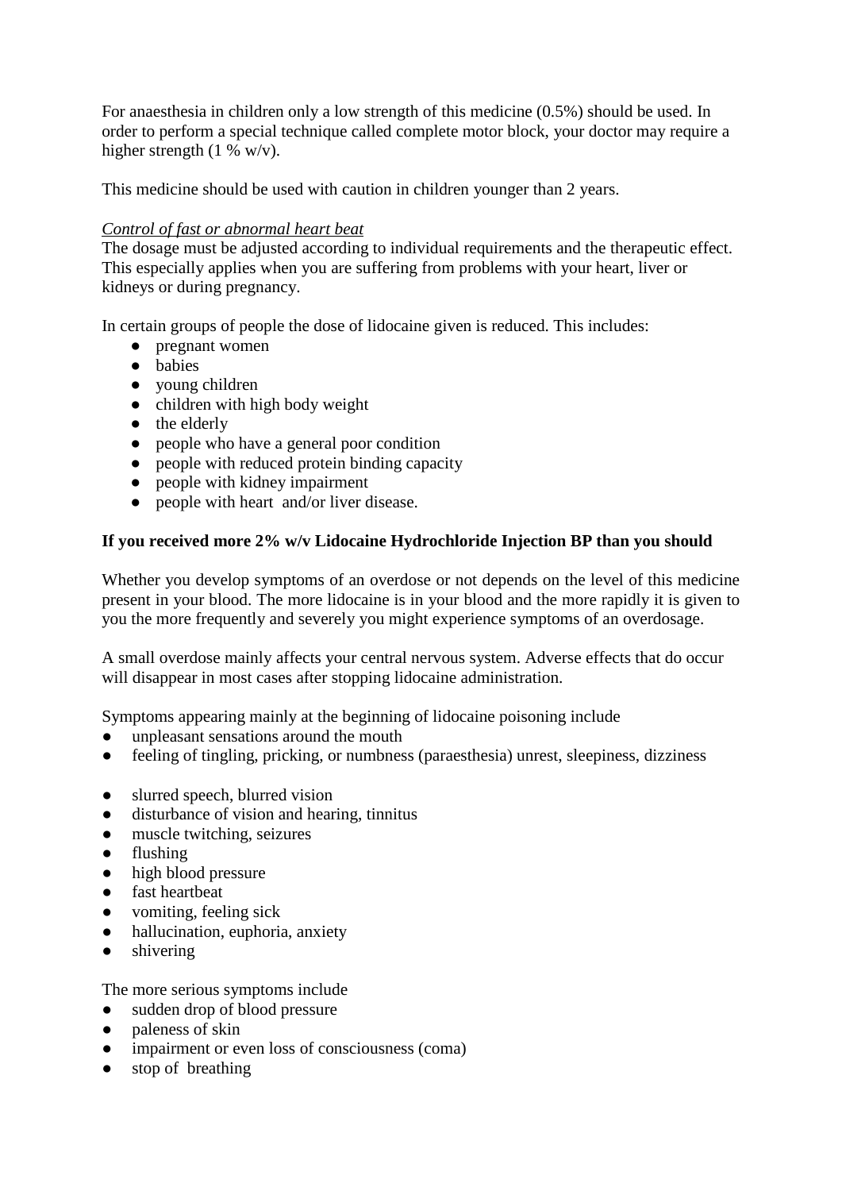For anaesthesia in children only a low strength of this medicine (0.5%) should be used. In order to perform a special technique called complete motor block, your doctor may require a higher strength (1 % w/v).

This medicine should be used with caution in children younger than 2 years.

*Control of fast or abnormal heart beat*

The dosage must be adjusted according to individual requirements and the therapeutic effect. This especially applies when you are suffering from problems with your heart, liver or kidneys or during pregnancy.

In certain groups of people the dose of lidocaine given is reduced. This includes:

- pregnant women
- babies
- young children
- children with high body weight
- the elderly
- people who have a general poor condition
- people with reduced protein binding capacity
- people with kidney impairment
- people with heart and/or liver disease.

**If you received more 2% w/v Lidocaine Hydrochloride Injection BP than you should**

Whether you develop symptoms of an overdose or not depends on the level of this medicine present in your blood. The more lidocaine is in your blood and the more rapidly it is given to you the more frequently and severely you might experience symptoms of an overdosage.

A small overdose mainly affects your central nervous system. Adverse effects that do occur will disappear in most cases after stopping lidocaine administration.

Symptoms appearing mainly at the beginning of lidocaine poisoning include

- unpleasant sensations around the mouth
- feeling of tingling, pricking, or numbness (paraesthesia) unrest, sleepiness, dizziness
- slurred speech, blurred vision
- disturbance of vision and hearing, tinnitus
- muscle twitching, seizures
- flushing
- high blood pressure
- fast heartbeat
- vomiting, feeling sick
- hallucination, euphoria, anxiety
- shivering

The more serious symptoms include

- sudden drop of blood pressure
- paleness of skin
- impairment or even loss of consciousness (coma)
- stop of breathing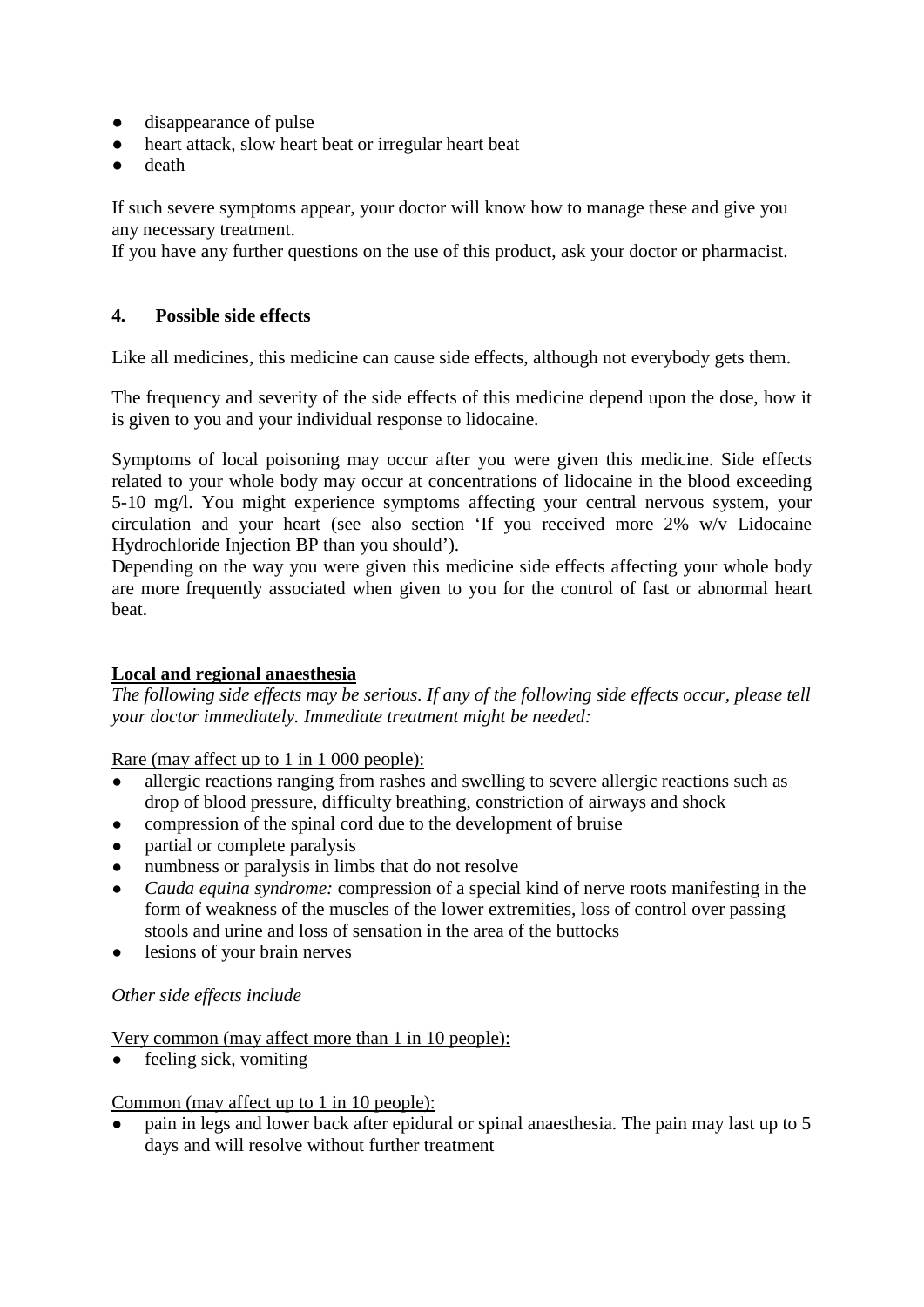- disappearance of pulse
- heart attack, slow heart beat or irregular heart beat
- death

If such severe symptoms appear, your doctor will know how to manage these and give you any necessary treatment.
If you have any further questions on the use of this product, ask your doctor or pharmacist.

## 4. Possible side effects

Like all medicines, this medicine can cause side effects, although not everybody gets them.

The frequency and severity of the side effects of this medicine depend upon the dose, how it is given to you and your individual response to lidocaine.

Symptoms of local poisoning may occur after you were given this medicine. Side effects related to your whole body may occur at concentrations of lidocaine in the blood exceeding 5-10 mg/l. You might experience symptoms affecting your central nervous system, your circulation and your heart (see also section 'If you received more 2% w/v Lidocaine Hydrochloride Injection BP than you should').
Depending on the way you were given this medicine side effects affecting your whole body are more frequently associated when given to you for the control of fast or abnormal heart beat.

**Local and regional anaesthesia**
*The following side effects may be serious. If any of the following side effects occur, please tell your doctor immediately. Immediate treatment might be needed:*

Rare (may affect up to 1 in 1 000 people):
- allergic reactions ranging from rashes and swelling to severe allergic reactions such as drop of blood pressure, difficulty breathing, constriction of airways and shock
- compression of the spinal cord due to the development of bruise
- partial or complete paralysis
- numbness or paralysis in limbs that do not resolve
- *Cauda equina syndrome:* compression of a special kind of nerve roots manifesting in the form of weakness of the muscles of the lower extremities, loss of control over passing stools and urine and loss of sensation in the area of the buttocks
- lesions of your brain nerves

*Other side effects include*

Very common (may affect more than 1 in 10 people):
- feeling sick, vomiting

Common (may affect up to 1 in 10 people):
- pain in legs and lower back after epidural or spinal anaesthesia. The pain may last up to 5 days and will resolve without further treatment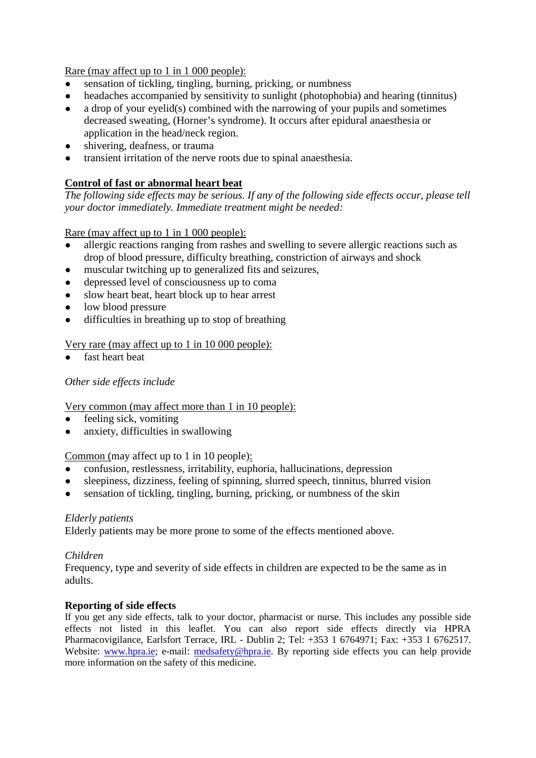Rare (may affect up to 1 in 1 000 people):

- sensation of tickling, tingling, burning, pricking, or numbness
- headaches accompanied by sensitivity to sunlight (photophobia) and hearing (tinnitus)
- a drop of your eyelid(s) combined with the narrowing of your pupils and sometimes decreased sweating, (Horner's syndrome). It occurs after epidural anaesthesia or application in the head/neck region.
- shivering, deafness, or trauma
- transient irritation of the nerve roots due to spinal anaesthesia.

**Control of fast or abnormal heart beat**

*The following side effects may be serious. If any of the following side effects occur, please tell your doctor immediately. Immediate treatment might be needed:*

Rare (may affect up to 1 in 1 000 people):

- allergic reactions ranging from rashes and swelling to severe allergic reactions such as drop of blood pressure, difficulty breathing, constriction of airways and shock
- muscular twitching up to generalized fits and seizures,
- depressed level of consciousness up to coma
- slow heart beat, heart block up to hear arrest
- low blood pressure
- difficulties in breathing up to stop of breathing

Very rare (may affect up to 1 in 10 000 people):

- fast heart beat

*Other side effects include*

Very common (may affect more than 1 in 10 people):

- feeling sick, vomiting
- anxiety, difficulties in swallowing

Common (may affect up to 1 in 10 people):

- confusion, restlessness, irritability, euphoria, hallucinations, depression
- sleepiness, dizziness, feeling of spinning, slurred speech, tinnitus, blurred vision
- sensation of tickling, tingling, burning, pricking, or numbness of the skin

*Elderly patients*

Elderly patients may be more prone to some of the effects mentioned above.

*Children*

Frequency, type and severity of side effects in children are expected to be the same as in adults.

**Reporting of side effects**

If you get any side effects, talk to your doctor, pharmacist or nurse. This includes any possible side effects not listed in this leaflet. You can also report side effects directly via HPRA Pharmacovigilance, Earlsfort Terrace, IRL - Dublin 2; Tel: +353 1 6764971; Fax: +353 1 6762517. Website: www.hpra.ie; e-mail: medsafety@hpra.ie. By reporting side effects you can help provide more information on the safety of this medicine.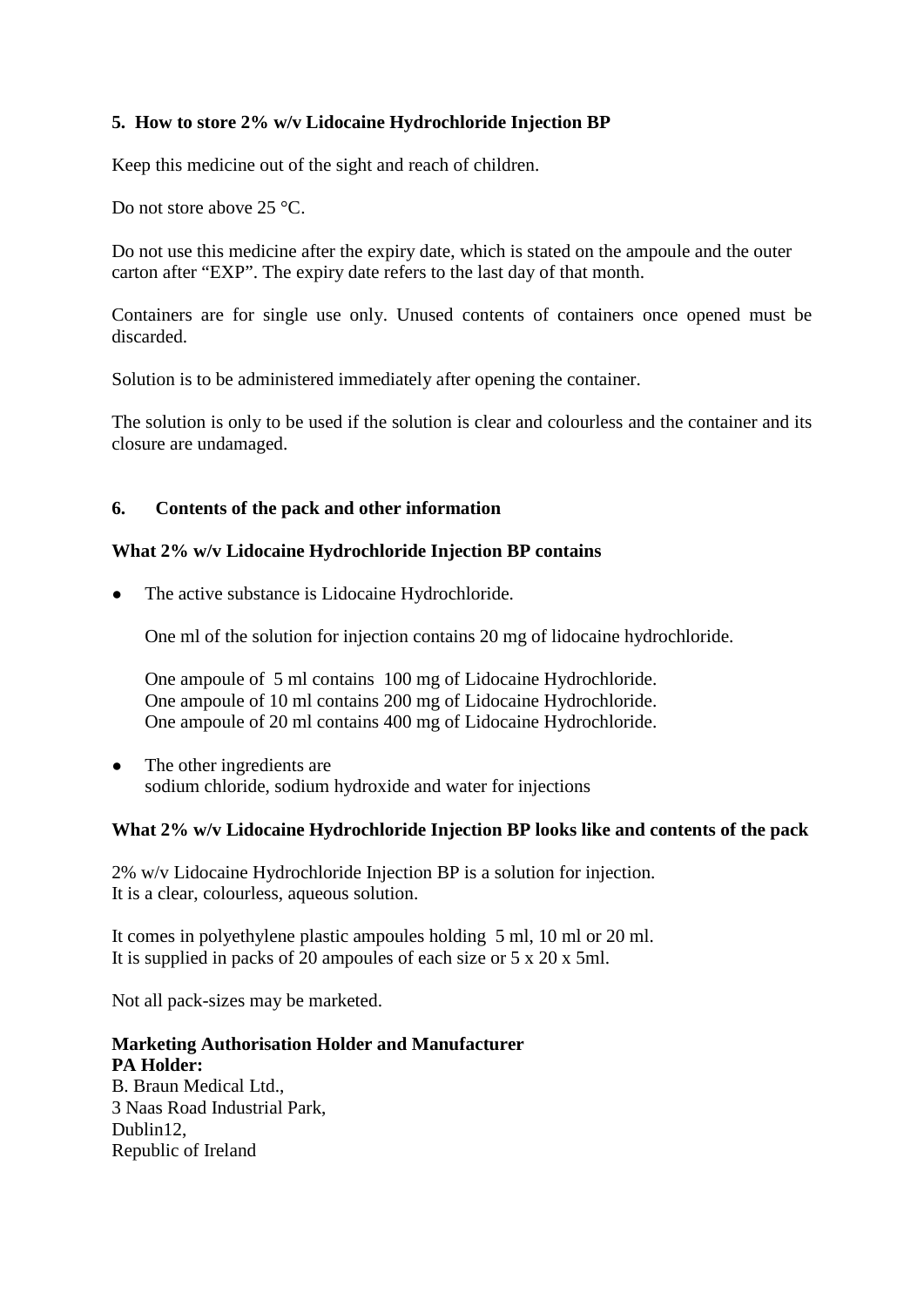## 5. How to store 2% w/v Lidocaine Hydrochloride Injection BP

Keep this medicine out of the sight and reach of children.

Do not store above 25 °C.

Do not use this medicine after the expiry date, which is stated on the ampoule and the outer carton after "EXP". The expiry date refers to the last day of that month.

Containers are for single use only. Unused contents of containers once opened must be discarded.

Solution is to be administered immediately after opening the container.

The solution is only to be used if the solution is clear and colourless and the container and its closure are undamaged.

## 6. Contents of the pack and other information

**What 2% w/v Lidocaine Hydrochloride Injection BP contains**

- The active substance is Lidocaine Hydrochloride.

  One ml of the solution for injection contains 20 mg of lidocaine hydrochloride.

  One ampoule of 5 ml contains 100 mg of Lidocaine Hydrochloride.
  One ampoule of 10 ml contains 200 mg of Lidocaine Hydrochloride.
  One ampoule of 20 ml contains 400 mg of Lidocaine Hydrochloride.

- The other ingredients are
  sodium chloride, sodium hydroxide and water for injections

**What 2% w/v Lidocaine Hydrochloride Injection BP looks like and contents of the pack**

2% w/v Lidocaine Hydrochloride Injection BP is a solution for injection.
It is a clear, colourless, aqueous solution.

It comes in polyethylene plastic ampoules holding 5 ml, 10 ml or 20 ml.
It is supplied in packs of 20 ampoules of each size or 5 x 20 x 5ml.

Not all pack-sizes may be marketed.

**Marketing Authorisation Holder and Manufacturer**
**PA Holder:**
B. Braun Medical Ltd.,
3 Naas Road Industrial Park,
Dublin12,
Republic of Ireland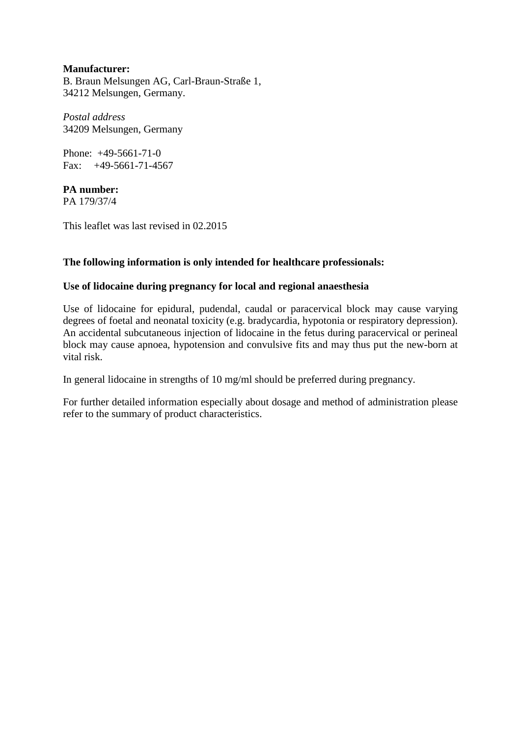**Manufacturer:**
B. Braun Melsungen AG, Carl-Braun-Straße 1,
34212 Melsungen, Germany.

*Postal address*
34209 Melsungen, Germany

Phone: +49-5661-71-0
Fax: +49-5661-71-4567

**PA number:**
PA 179/37/4

This leaflet was last revised in 02.2015

**The following information is only intended for healthcare professionals:**

**Use of lidocaine during pregnancy for local and regional anaesthesia**

Use of lidocaine for epidural, pudendal, caudal or paracervical block may cause varying degrees of foetal and neonatal toxicity (e.g. bradycardia, hypotonia or respiratory depression). An accidental subcutaneous injection of lidocaine in the fetus during paracervical or perineal block may cause apnoea, hypotension and convulsive fits and may thus put the new-born at vital risk.

In general lidocaine in strengths of 10 mg/ml should be preferred during pregnancy.

For further detailed information especially about dosage and method of administration please refer to the summary of product characteristics.